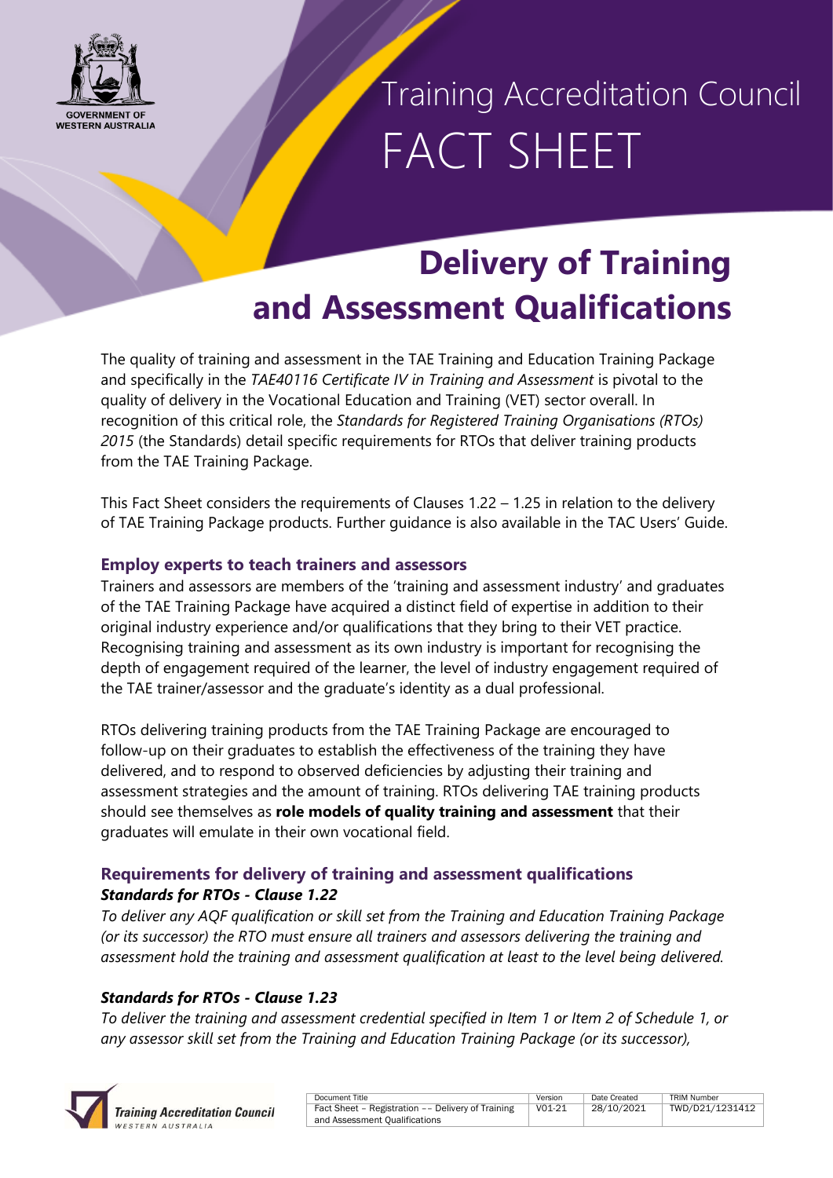# Training Accreditation Council FACT SHEET

## Delivery of Training and Assessment Qualifications

The quality of training and assessment in the TAE Training and Education Training Package and specifically in the *TAE40116 Certificate IV in Training and Assessment* is pivotal to the quality of delivery in the Vocational Education and Training (VET) sector overall. In recognition of this critical role, the *Standards for Registered Training Organisations (RTOs) 2015* (the Standards) detail specific requirements for RTOs that deliver training products from the TAE Training Package.

This Fact Sheet considers the requirements of Clauses 1.22 – 1.25 in relation to the delivery of TAE Training Package products. Further guidance is also available in the TAC Users' Guide.

### Employ experts to teach trainers and assessors

Trainers and assessors are members of the 'training and assessment industry' and graduates of the TAE Training Package have acquired a distinct field of expertise in addition to their original industry experience and/or qualifications that they bring to their VET practice. Recognising training and assessment as its own industry is important for recognising the depth of engagement required of the learner, the level of industry engagement required of the TAE trainer/assessor and the graduate's identity as a dual professional.

RTOs delivering training products from the TAE Training Package are encouraged to follow-up on their graduates to establish the effectiveness of the training they have delivered, and to respond to observed deficiencies by adjusting their training and assessment strategies and the amount of training. RTOs delivering TAE training products should see themselves as **role models of quality training and assessment** that their graduates will emulate in their own vocational field.

### Requirements for delivery of training and assessment qualifications

***Standards for RTOs - Clause 1.22***

*To deliver any AQF qualification or skill set from the Training and Education Training Package (or its successor) the RTO must ensure all trainers and assessors delivering the training and assessment hold the training and assessment qualification at least to the level being delivered.*

***Standards for RTOs - Clause 1.23***

*To deliver the training and assessment credential specified in Item 1 or Item 2 of Schedule 1, or any assessor skill set from the Training and Education Training Package (or its successor),*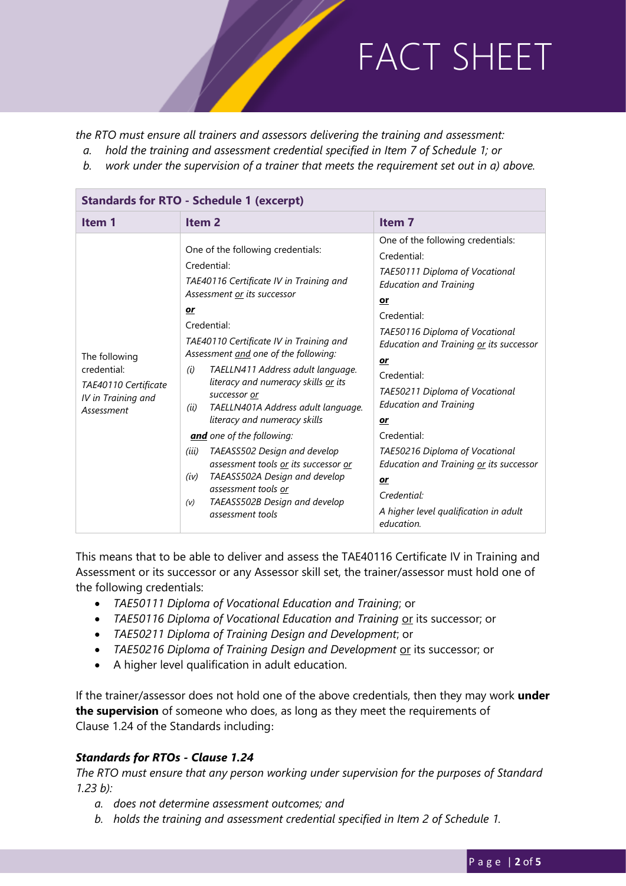*the RTO must ensure all trainers and assessors delivering the training and assessment:*

*a. hold the training and assessment credential specified in Item 7 of Schedule 1; or*

*b. work under the supervision of a trainer that meets the requirement set out in a) above.*

| **Standards for RTO - Schedule 1 (excerpt)** | | |
|---|---|---|
| **Item 1** | **Item 2** | **Item 7** |
| The following credential: *TAE40110 Certificate IV in Training and Assessment* | One of the following credentials: Credential: *TAE40116 Certificate IV in Training and Assessment or its successor* ***or*** Credential: *TAE40110 Certificate IV in Training and Assessment and one of the following:* *(i) TAELLN411 Address adult language. literacy and numeracy skills or its successor or* *(ii) TAELLN401A Address adult language. literacy and numeracy skills* ***and*** *one of the following:* *(iii) TAEASS502 Design and develop assessment tools or its successor or* *(iv) TAEASS502A Design and develop assessment tools or* *(v) TAEASS502B Design and develop assessment tools* | One of the following credentials: Credential: *TAE50111 Diploma of Vocational Education and Training* **or** Credential: *TAE50116 Diploma of Vocational Education and Training or its successor* **or** Credential: *TAE50211 Diploma of Vocational Education and Training* **or** Credential: *TAE50216 Diploma of Vocational Education and Training or its successor* **or** *Credential:* *A higher level qualification in adult education.* |

This means that to be able to deliver and assess the TAE40116 Certificate IV in Training and Assessment or its successor or any Assessor skill set, the trainer/assessor must hold one of the following credentials:

- *TAE50111 Diploma of Vocational Education and Training*; or
- *TAE50116 Diploma of Vocational Education and Training* or its successor; or
- *TAE50211 Diploma of Training Design and Development*; or
- *TAE50216 Diploma of Training Design and Development* or its successor; or
- A higher level qualification in adult education.

If the trainer/assessor does not hold one of the above credentials, then they may work **under the supervision** of someone who does, as long as they meet the requirements of Clause 1.24 of the Standards including:

***Standards for RTOs - Clause 1.24***

*The RTO must ensure that any person working under supervision for the purposes of Standard 1.23 b):*

*a. does not determine assessment outcomes; and*

*b. holds the training and assessment credential specified in Item 2 of Schedule 1.*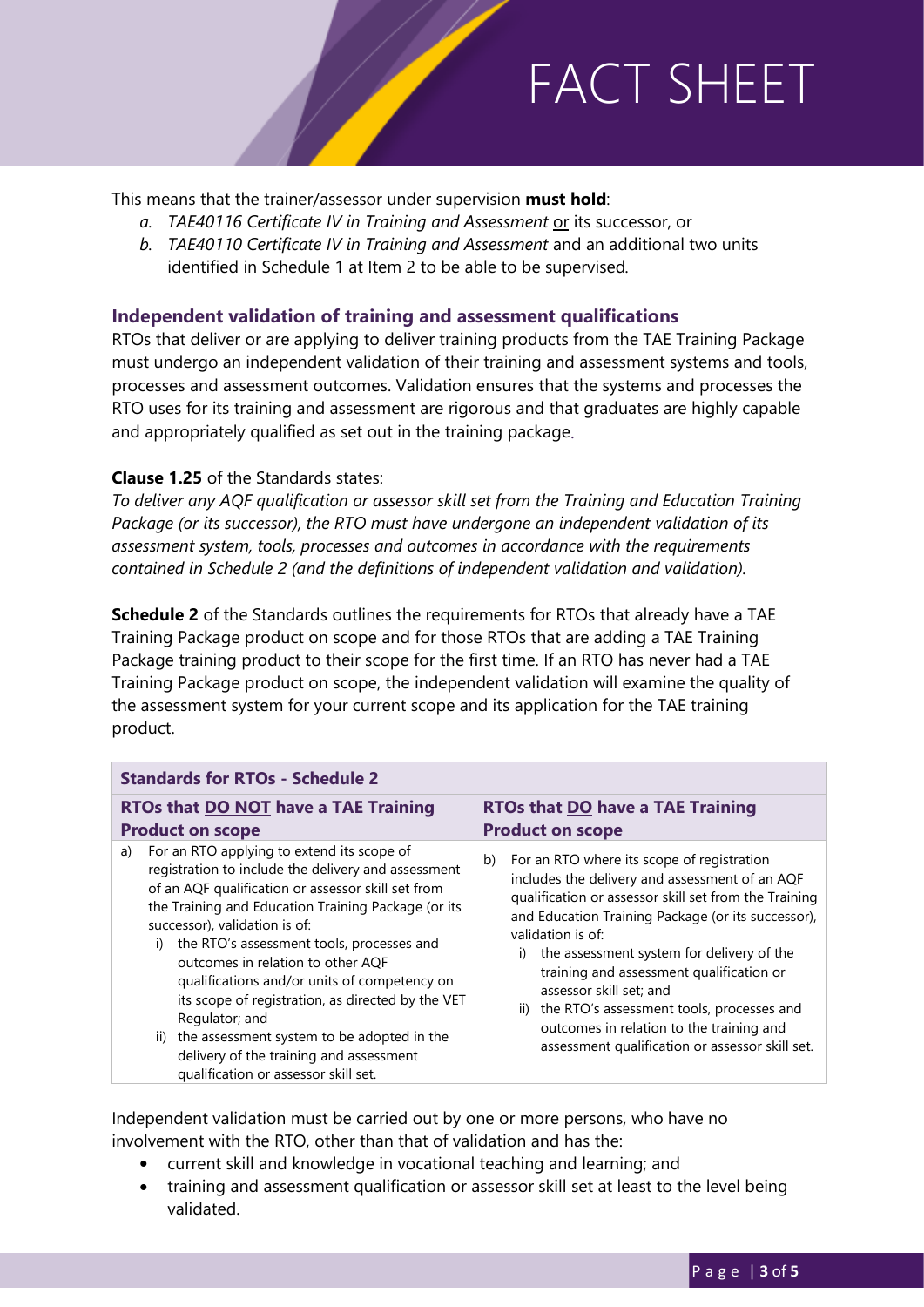This means that the trainer/assessor under supervision **must hold**:

a. *TAE40116 Certificate IV in Training and Assessment* or its successor, or
b. *TAE40110 Certificate IV in Training and Assessment* and an additional two units identified in Schedule 1 at Item 2 to be able to be supervised.

### Independent validation of training and assessment qualifications

RTOs that deliver or are applying to deliver training products from the TAE Training Package must undergo an independent validation of their training and assessment systems and tools, processes and assessment outcomes. Validation ensures that the systems and processes the RTO uses for its training and assessment are rigorous and that graduates are highly capable and appropriately qualified as set out in the training package.

**Clause 1.25** of the Standards states:
*To deliver any AQF qualification or assessor skill set from the Training and Education Training Package (or its successor), the RTO must have undergone an independent validation of its assessment system, tools, processes and outcomes in accordance with the requirements contained in Schedule 2 (and the definitions of independent validation and validation).*

**Schedule 2** of the Standards outlines the requirements for RTOs that already have a TAE Training Package product on scope and for those RTOs that are adding a TAE Training Package training product to their scope for the first time. If an RTO has never had a TAE Training Package product on scope, the independent validation will examine the quality of the assessment system for your current scope and its application for the TAE training product.

| **Standards for RTOs - Schedule 2** | |
|---|---|
| **RTOs that DO NOT have a TAE Training Product on scope** | **RTOs that DO have a TAE Training Product on scope** |
| a) For an RTO applying to extend its scope of registration to include the delivery and assessment of an AQF qualification or assessor skill set from the Training and Education Training Package (or its successor), validation is of:<br>i) the RTO's assessment tools, processes and outcomes in relation to other AQF qualifications and/or units of competency on its scope of registration, as directed by the VET Regulator; and<br>ii) the assessment system to be adopted in the delivery of the training and assessment qualification or assessor skill set. | b) For an RTO where its scope of registration includes the delivery and assessment of an AQF qualification or assessor skill set from the Training and Education Training Package (or its successor), validation is of:<br>i) the assessment system for delivery of the training and assessment qualification or assessor skill set; and<br>ii) the RTO's assessment tools, processes and outcomes in relation to the training and assessment qualification or assessor skill set. |

Independent validation must be carried out by one or more persons, who have no involvement with the RTO, other than that of validation and has the:

- current skill and knowledge in vocational teaching and learning; and
- training and assessment qualification or assessor skill set at least to the level being validated.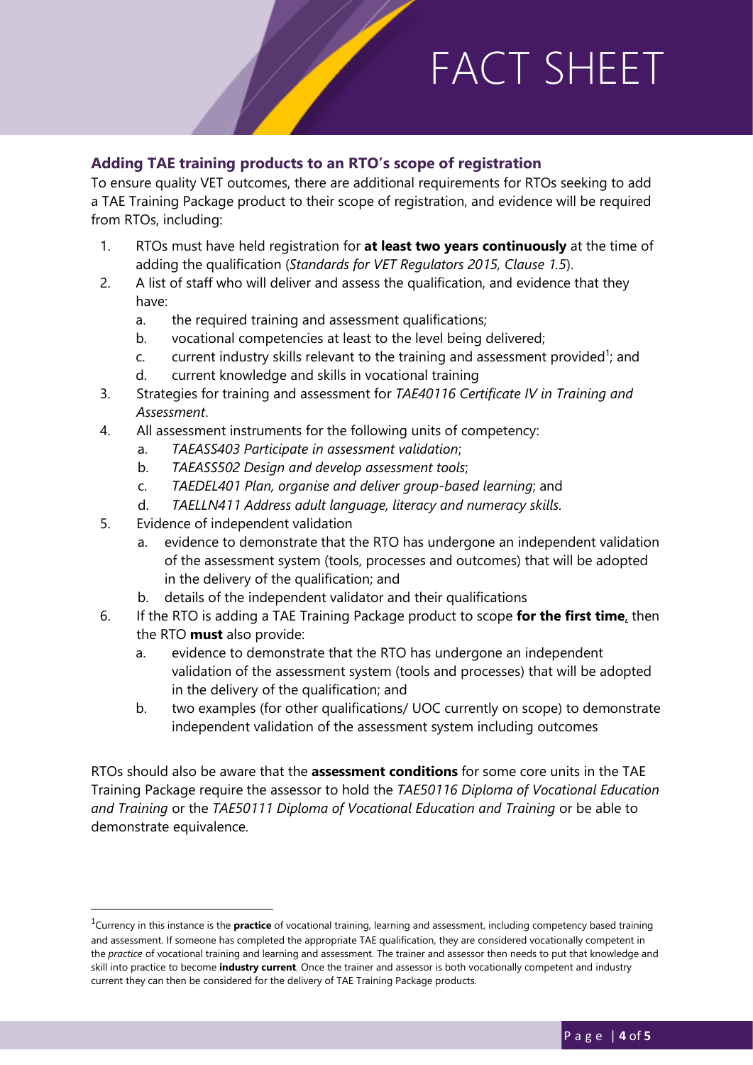## Adding TAE training products to an RTO's scope of registration

To ensure quality VET outcomes, there are additional requirements for RTOs seeking to add a TAE Training Package product to their scope of registration, and evidence will be required from RTOs, including:

1. RTOs must have held registration for **at least two years continuously** at the time of adding the qualification (*Standards for VET Regulators 2015, Clause 1.5*).
2. A list of staff who will deliver and assess the qualification, and evidence that they have:
   a. the required training and assessment qualifications;
   b. vocational competencies at least to the level being delivered;
   c. current industry skills relevant to the training and assessment provided[1]; and
   d. current knowledge and skills in vocational training
3. Strategies for training and assessment for *TAE40116 Certificate IV in Training and Assessment*.
4. All assessment instruments for the following units of competency:
   a. *TAEASS403 Participate in assessment validation*;
   b. *TAEASS502 Design and develop assessment tools*;
   c. *TAEDEL401 Plan, organise and deliver group-based learning*; and
   d. *TAELLN411 Address adult language, literacy and numeracy skills*.
5. Evidence of independent validation
   a. evidence to demonstrate that the RTO has undergone an independent validation of the assessment system (tools, processes and outcomes) that will be adopted in the delivery of the qualification; and
   b. details of the independent validator and their qualifications
6. If the RTO is adding a TAE Training Package product to scope **for the first time**, then the RTO **must** also provide:
   a. evidence to demonstrate that the RTO has undergone an independent validation of the assessment system (tools and processes) that will be adopted in the delivery of the qualification; and
   b. two examples (for other qualifications/ UOC currently on scope) to demonstrate independent validation of the assessment system including outcomes

RTOs should also be aware that the **assessment conditions** for some core units in the TAE Training Package require the assessor to hold the *TAE50116 Diploma of Vocational Education and Training* or the *TAE50111 Diploma of Vocational Education and Training* or be able to demonstrate equivalence.

---

[1] Currency in this instance is the **practice** of vocational training, learning and assessment, including competency based training and assessment. If someone has completed the appropriate TAE qualification, they are considered vocationally competent in the *practice* of vocational training and learning and assessment. The trainer and assessor then needs to put that knowledge and skill into practice to become **industry current**. Once the trainer and assessor is both vocationally competent and industry current they can then be considered for the delivery of TAE Training Package products.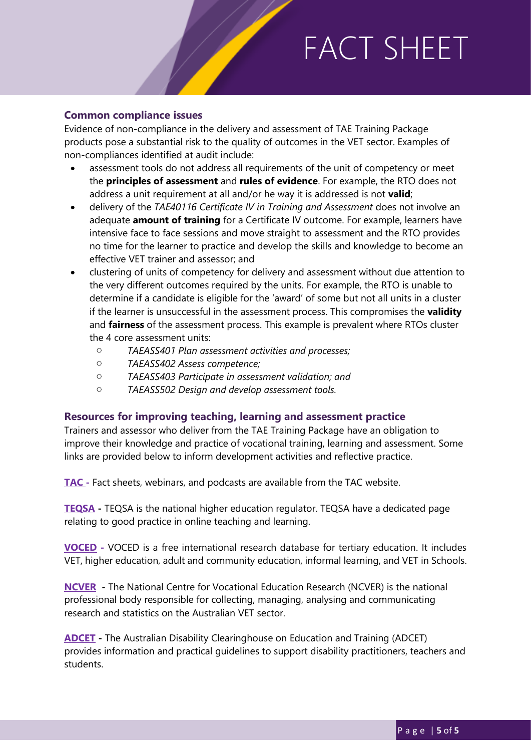# FACT SHEET

## Common compliance issues

Evidence of non-compliance in the delivery and assessment of TAE Training Package products pose a substantial risk to the quality of outcomes in the VET sector. Examples of non-compliances identified at audit include:

- assessment tools do not address all requirements of the unit of competency or meet the **principles of assessment** and **rules of evidence**. For example, the RTO does not address a unit requirement at all and/or he way it is addressed is not **valid**;
- delivery of the *TAE40116 Certificate IV in Training and Assessment* does not involve an adequate **amount of training** for a Certificate IV outcome. For example, learners have intensive face to face sessions and move straight to assessment and the RTO provides no time for the learner to practice and develop the skills and knowledge to become an effective VET trainer and assessor; and
- clustering of units of competency for delivery and assessment without due attention to the very different outcomes required by the units. For example, the RTO is unable to determine if a candidate is eligible for the 'award' of some but not all units in a cluster if the learner is unsuccessful in the assessment process. This compromises the **validity** and **fairness** of the assessment process. This example is prevalent where RTOs cluster the 4 core assessment units:
  - *TAEASS401 Plan assessment activities and processes;*
  - *TAEASS402 Assess competence;*
  - *TAEASS403 Participate in assessment validation; and*
  - *TAEASS502 Design and develop assessment tools.*

## Resources for improving teaching, learning and assessment practice

Trainers and assessor who deliver from the TAE Training Package have an obligation to improve their knowledge and practice of vocational training, learning and assessment. Some links are provided below to inform development activities and reflective practice.

**TAC** - Fact sheets, webinars, and podcasts are available from the TAC website.

**TEQSA** - TEQSA is the national higher education regulator. TEQSA have a dedicated page relating to good practice in online teaching and learning.

**VOCED** - VOCED is a free international research database for tertiary education. It includes VET, higher education, adult and community education, informal learning, and VET in Schools.

**NCVER** - The National Centre for Vocational Education Research (NCVER) is the national professional body responsible for collecting, managing, analysing and communicating research and statistics on the Australian VET sector.

**ADCET** - The Australian Disability Clearinghouse on Education and Training (ADCET) provides information and practical guidelines to support disability practitioners, teachers and students.